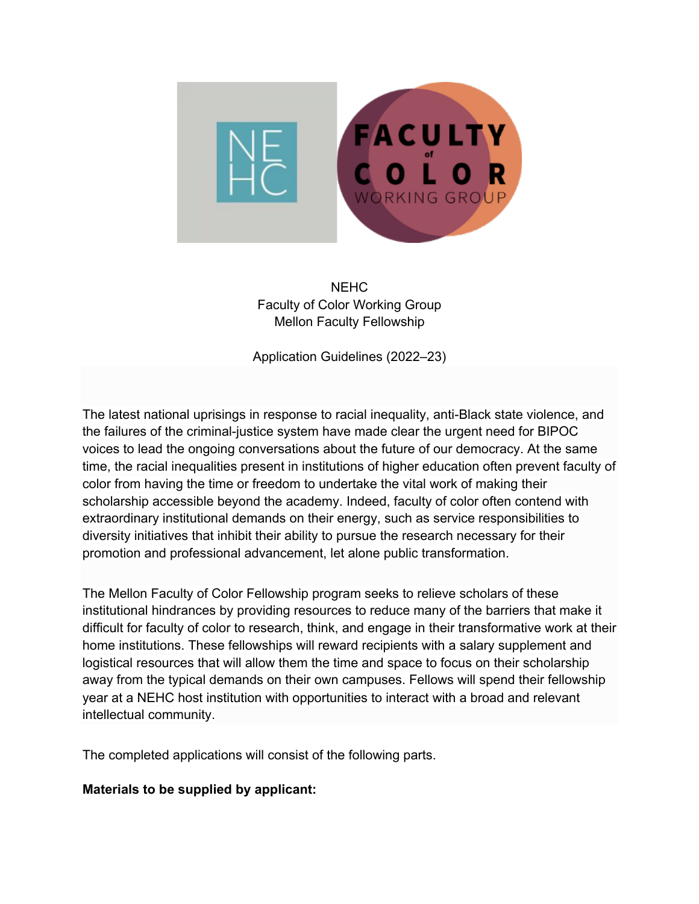NEHC
Faculty of Color Working Group
Mellon Faculty Fellowship

Application Guidelines (2022–23)

The latest national uprisings in response to racial inequality, anti-Black state violence, and the failures of the criminal-justice system have made clear the urgent need for BIPOC voices to lead the ongoing conversations about the future of our democracy. At the same time, the racial inequalities present in institutions of higher education often prevent faculty of color from having the time or freedom to undertake the vital work of making their scholarship accessible beyond the academy. Indeed, faculty of color often contend with extraordinary institutional demands on their energy, such as service responsibilities to diversity initiatives that inhibit their ability to pursue the research necessary for their promotion and professional advancement, let alone public transformation.

The Mellon Faculty of Color Fellowship program seeks to relieve scholars of these institutional hindrances by providing resources to reduce many of the barriers that make it difficult for faculty of color to research, think, and engage in their transformative work at their home institutions. These fellowships will reward recipients with a salary supplement and logistical resources that will allow them the time and space to focus on their scholarship away from the typical demands on their own campuses. Fellows will spend their fellowship year at a NEHC host institution with opportunities to interact with a broad and relevant intellectual community.

The completed applications will consist of the following parts.

**Materials to be supplied by applicant:**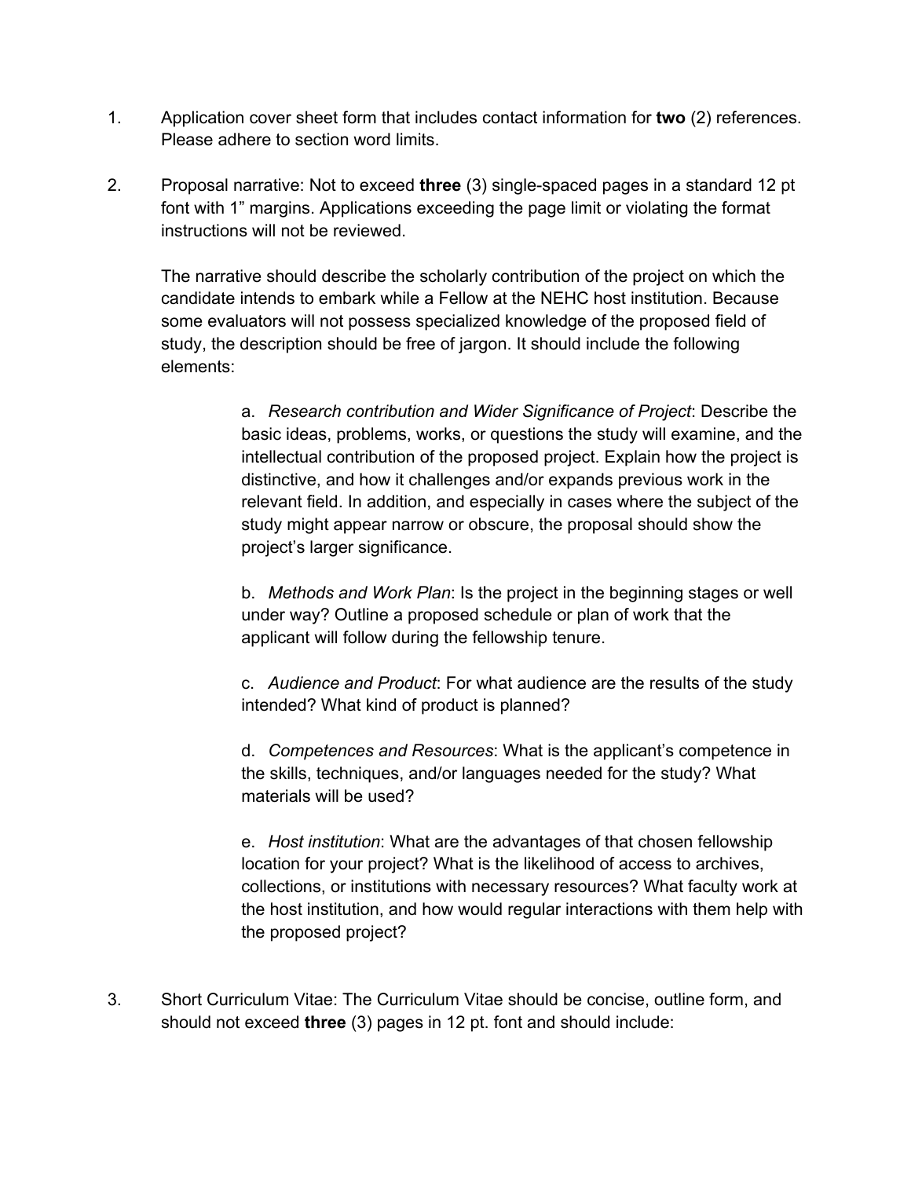1. Application cover sheet form that includes contact information for **two** (2) references. Please adhere to section word limits.

2. Proposal narrative: Not to exceed **three** (3) single-spaced pages in a standard 12 pt font with 1" margins. Applications exceeding the page limit or violating the format instructions will not be reviewed.

   The narrative should describe the scholarly contribution of the project on which the candidate intends to embark while a Fellow at the NEHC host institution. Because some evaluators will not possess specialized knowledge of the proposed field of study, the description should be free of jargon. It should include the following elements:

   a. *Research contribution and Wider Significance of Project*: Describe the basic ideas, problems, works, or questions the study will examine, and the intellectual contribution of the proposed project. Explain how the project is distinctive, and how it challenges and/or expands previous work in the relevant field. In addition, and especially in cases where the subject of the study might appear narrow or obscure, the proposal should show the project's larger significance.

   b. *Methods and Work Plan*: Is the project in the beginning stages or well under way? Outline a proposed schedule or plan of work that the applicant will follow during the fellowship tenure.

   c. *Audience and Product*: For what audience are the results of the study intended? What kind of product is planned?

   d. *Competences and Resources*: What is the applicant's competence in the skills, techniques, and/or languages needed for the study? What materials will be used?

   e. *Host institution*: What are the advantages of that chosen fellowship location for your project? What is the likelihood of access to archives, collections, or institutions with necessary resources? What faculty work at the host institution, and how would regular interactions with them help with the proposed project?

3. Short Curriculum Vitae: The Curriculum Vitae should be concise, outline form, and should not exceed **three** (3) pages in 12 pt. font and should include: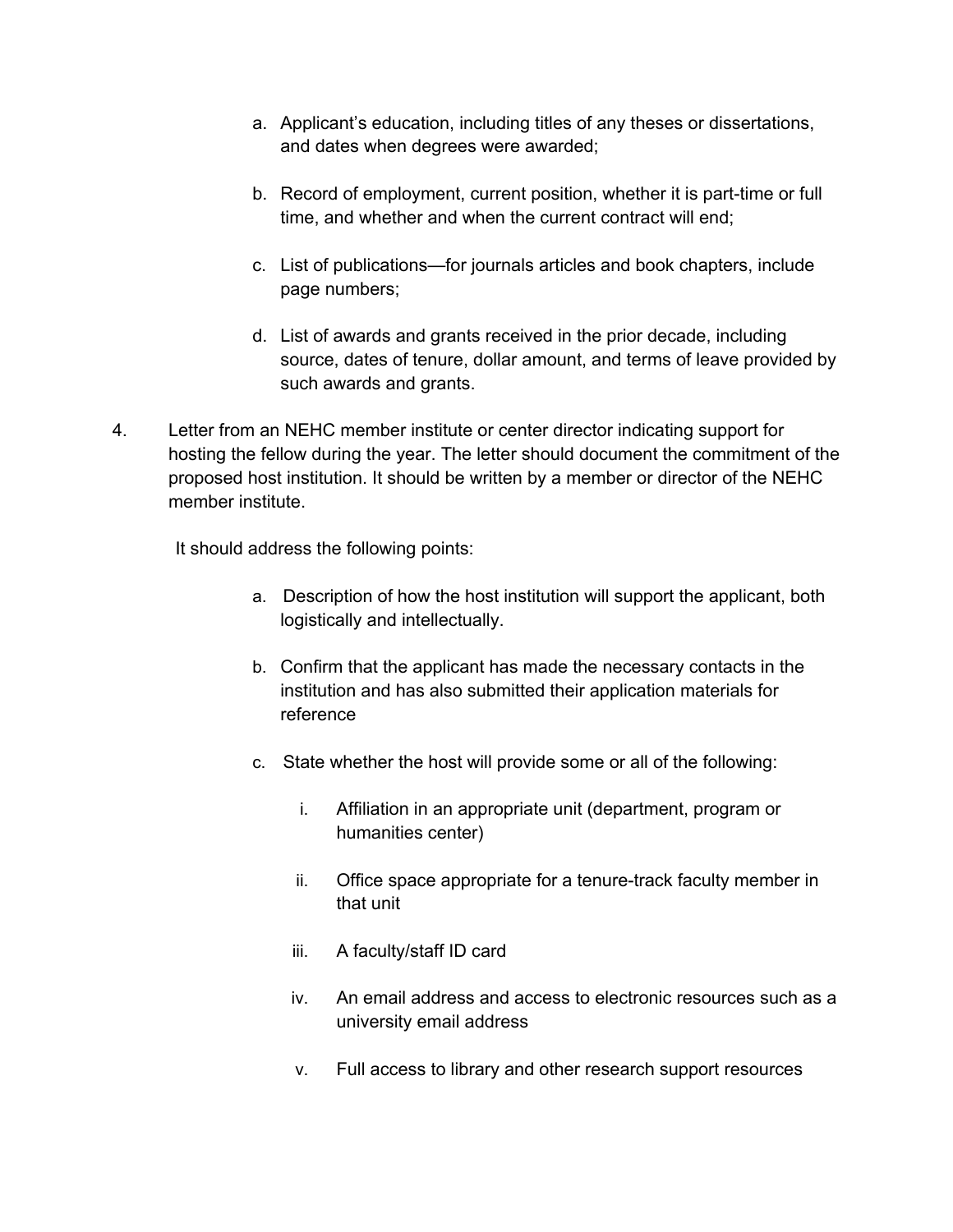a. Applicant's education, including titles of any theses or dissertations, and dates when degrees were awarded;

b. Record of employment, current position, whether it is part-time or full time, and whether and when the current contract will end;

c. List of publications—for journals articles and book chapters, include page numbers;

d. List of awards and grants received in the prior decade, including source, dates of tenure, dollar amount, and terms of leave provided by such awards and grants.

4. Letter from an NEHC member institute or center director indicating support for hosting the fellow during the year. The letter should document the commitment of the proposed host institution. It should be written by a member or director of the NEHC member institute.

   It should address the following points:

   a. Description of how the host institution will support the applicant, both logistically and intellectually.

   b. Confirm that the applicant has made the necessary contacts in the institution and has also submitted their application materials for reference

   c. State whether the host will provide some or all of the following:

      i. Affiliation in an appropriate unit (department, program or humanities center)

      ii. Office space appropriate for a tenure-track faculty member in that unit

      iii. A faculty/staff ID card

      iv. An email address and access to electronic resources such as a university email address

      v. Full access to library and other research support resources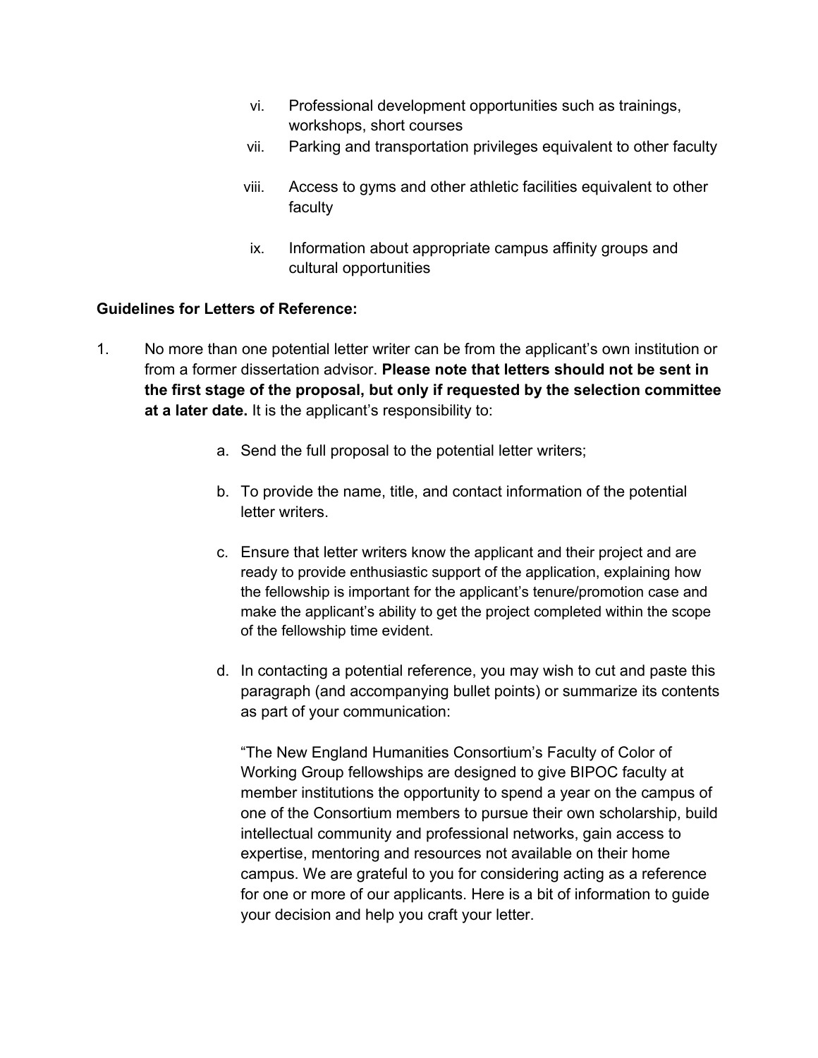vi. Professional development opportunities such as trainings, workshops, short courses
vii. Parking and transportation privileges equivalent to other faculty
viii. Access to gyms and other athletic facilities equivalent to other faculty
ix. Information about appropriate campus affinity groups and cultural opportunities

**Guidelines for Letters of Reference:**

1. No more than one potential letter writer can be from the applicant's own institution or from a former dissertation advisor. **Please note that letters should not be sent in the first stage of the proposal, but only if requested by the selection committee at a later date.** It is the applicant's responsibility to:

   a. Send the full proposal to the potential letter writers;

   b. To provide the name, title, and contact information of the potential letter writers.

   c. Ensure that letter writers know the applicant and their project and are ready to provide enthusiastic support of the application, explaining how the fellowship is important for the applicant's tenure/promotion case and make the applicant's ability to get the project completed within the scope of the fellowship time evident.

   d. In contacting a potential reference, you may wish to cut and paste this paragraph (and accompanying bullet points) or summarize its contents as part of your communication:

      "The New England Humanities Consortium's Faculty of Color of Working Group fellowships are designed to give BIPOC faculty at member institutions the opportunity to spend a year on the campus of one of the Consortium members to pursue their own scholarship, build intellectual community and professional networks, gain access to expertise, mentoring and resources not available on their home campus. We are grateful to you for considering acting as a reference for one or more of our applicants. Here is a bit of information to guide your decision and help you craft your letter.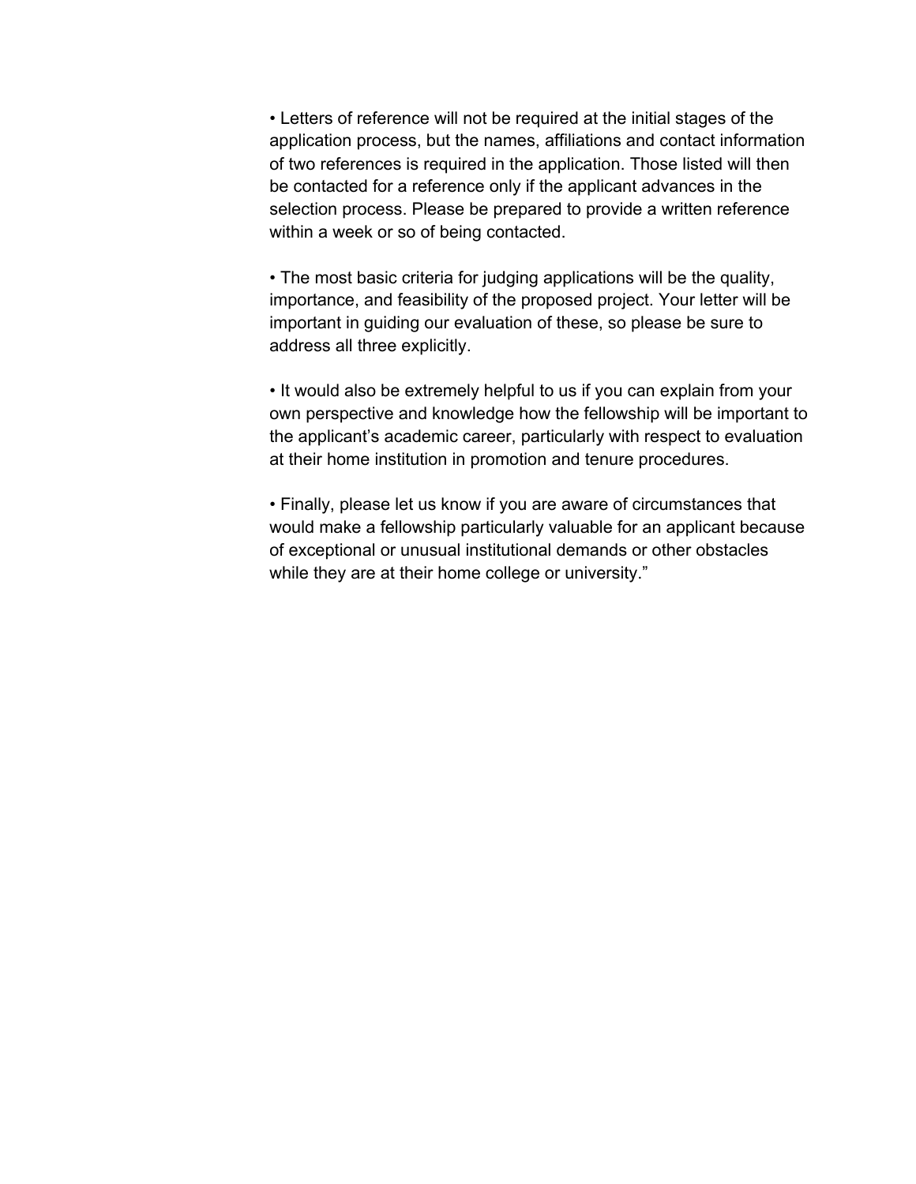• Letters of reference will not be required at the initial stages of the application process, but the names, affiliations and contact information of two references is required in the application. Those listed will then be contacted for a reference only if the applicant advances in the selection process. Please be prepared to provide a written reference within a week or so of being contacted.

• The most basic criteria for judging applications will be the quality, importance, and feasibility of the proposed project. Your letter will be important in guiding our evaluation of these, so please be sure to address all three explicitly.

• It would also be extremely helpful to us if you can explain from your own perspective and knowledge how the fellowship will be important to the applicant's academic career, particularly with respect to evaluation at their home institution in promotion and tenure procedures.

• Finally, please let us know if you are aware of circumstances that would make a fellowship particularly valuable for an applicant because of exceptional or unusual institutional demands or other obstacles while they are at their home college or university."